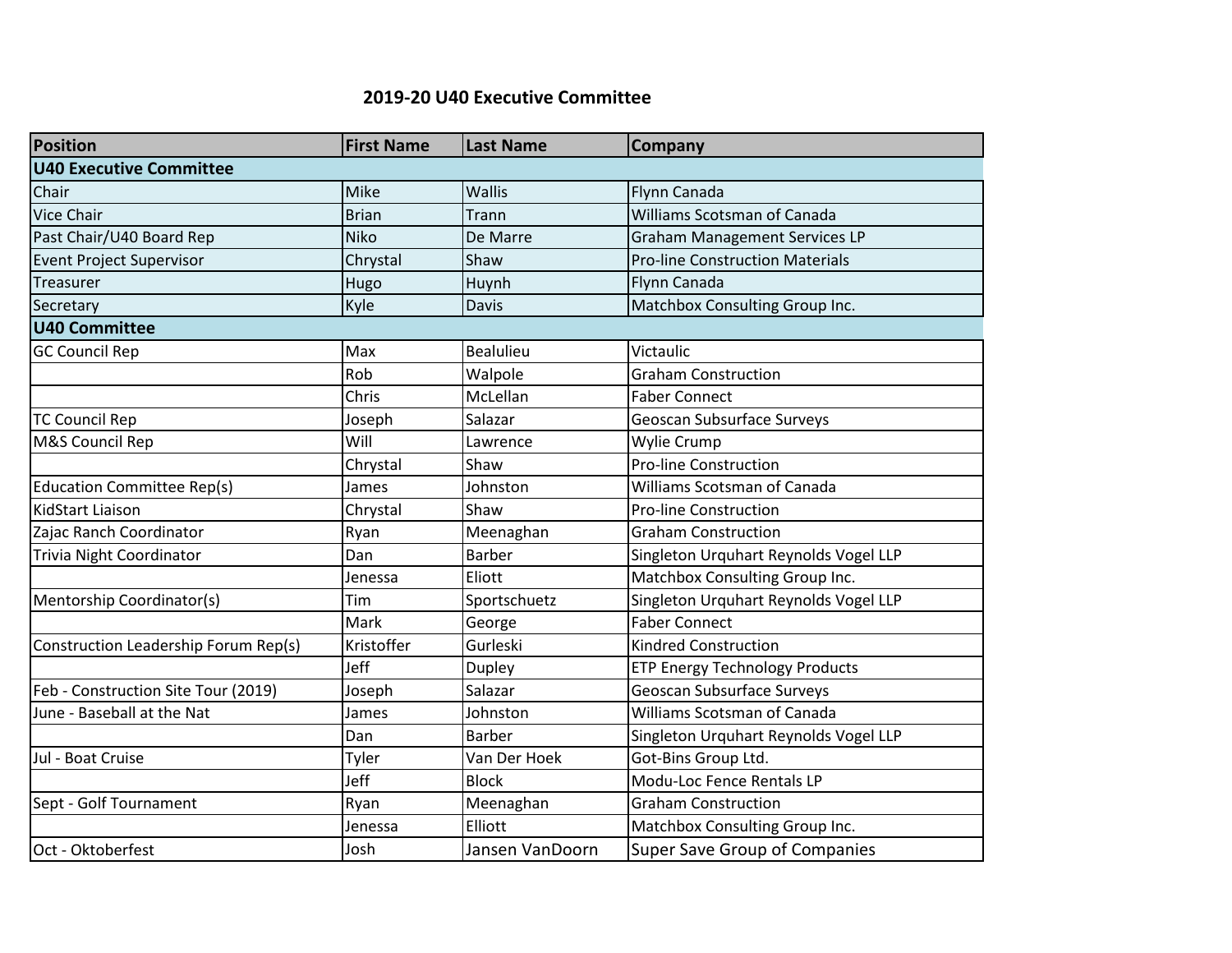## 2019-20 U40 Executive Committee

| Position | First Name | Last Name | Company |
|---|---|---|---|
| **U40 Executive Committee** | | | |
| Chair | Mike | Wallis | Flynn Canada |
| Vice Chair | Brian | Trann | Williams Scotsman of Canada |
| Past Chair/U40 Board Rep | Niko | De Marre | Graham Management Services LP |
| Event Project Supervisor | Chrystal | Shaw | Pro-line Construction Materials |
| Treasurer | Hugo | Huynh | Flynn Canada |
| Secretary | Kyle | Davis | Matchbox Consulting Group Inc. |
| **U40 Committee** | | | |
| GC Council Rep | Max | Bealulieu | Victaulic |
| | Rob | Walpole | Graham Construction |
| | Chris | McLellan | Faber Connect |
| TC Council Rep | Joseph | Salazar | Geoscan Subsurface Surveys |
| M&S Council Rep | Will | Lawrence | Wylie Crump |
| | Chrystal | Shaw | Pro-line Construction |
| Education Committee Rep(s) | James | Johnston | Williams Scotsman of Canada |
| KidStart Liaison | Chrystal | Shaw | Pro-line Construction |
| Zajac Ranch Coordinator | Ryan | Meenaghan | Graham Construction |
| Trivia Night Coordinator | Dan | Barber | Singleton Urquhart Reynolds Vogel LLP |
| | Jenessa | Eliott | Matchbox Consulting Group Inc. |
| Mentorship Coordinator(s) | Tim | Sportschuetz | Singleton Urquhart Reynolds Vogel LLP |
| | Mark | George | Faber Connect |
| Construction Leadership Forum Rep(s) | Kristoffer | Gurleski | Kindred Construction |
| | Jeff | Dupley | ETP Energy Technology Products |
| Feb - Construction Site Tour (2019) | Joseph | Salazar | Geoscan Subsurface Surveys |
| June - Baseball at the Nat | James | Johnston | Williams Scotsman of Canada |
| | Dan | Barber | Singleton Urquhart Reynolds Vogel LLP |
| Jul - Boat Cruise | Tyler | Van Der Hoek | Got-Bins Group Ltd. |
| | Jeff | Block | Modu-Loc Fence Rentals LP |
| Sept - Golf Tournament | Ryan | Meenaghan | Graham Construction |
| | Jenessa | Elliott | Matchbox Consulting Group Inc. |
| Oct - Oktoberfest | Josh | Jansen VanDoorn | Super Save Group of Companies |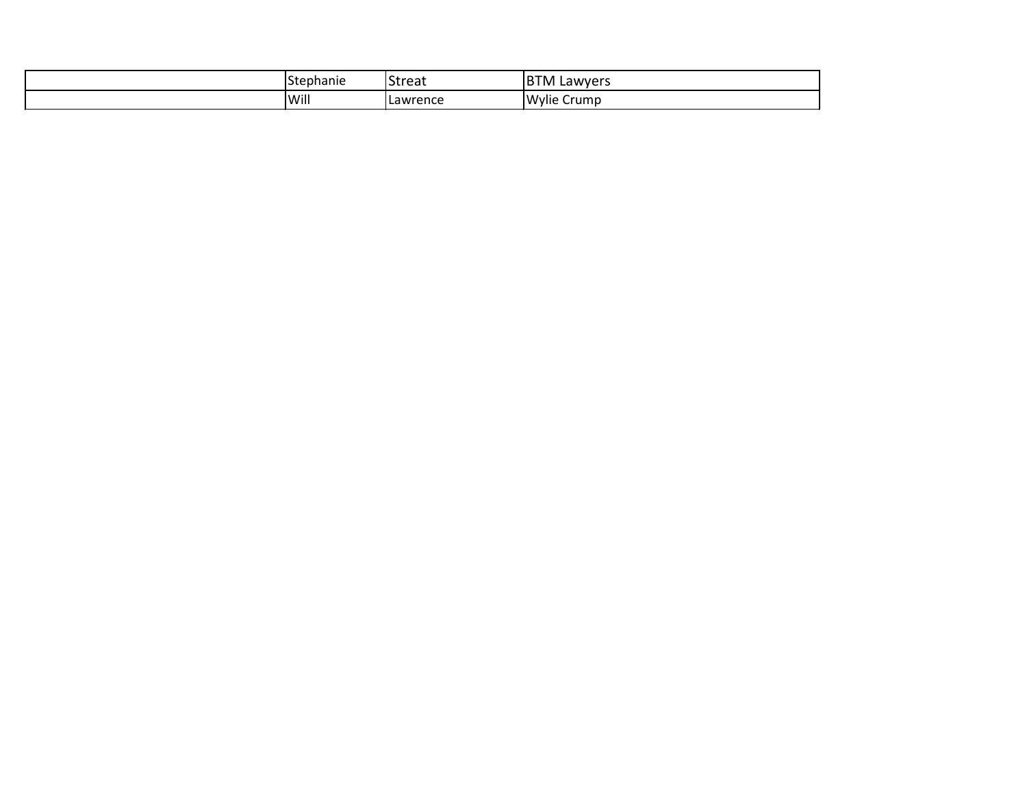| | | | |
|---|---|---|---|
| | Stephanie | Streat | BTM Lawyers |
| | Will | Lawrence | Wylie Crump |